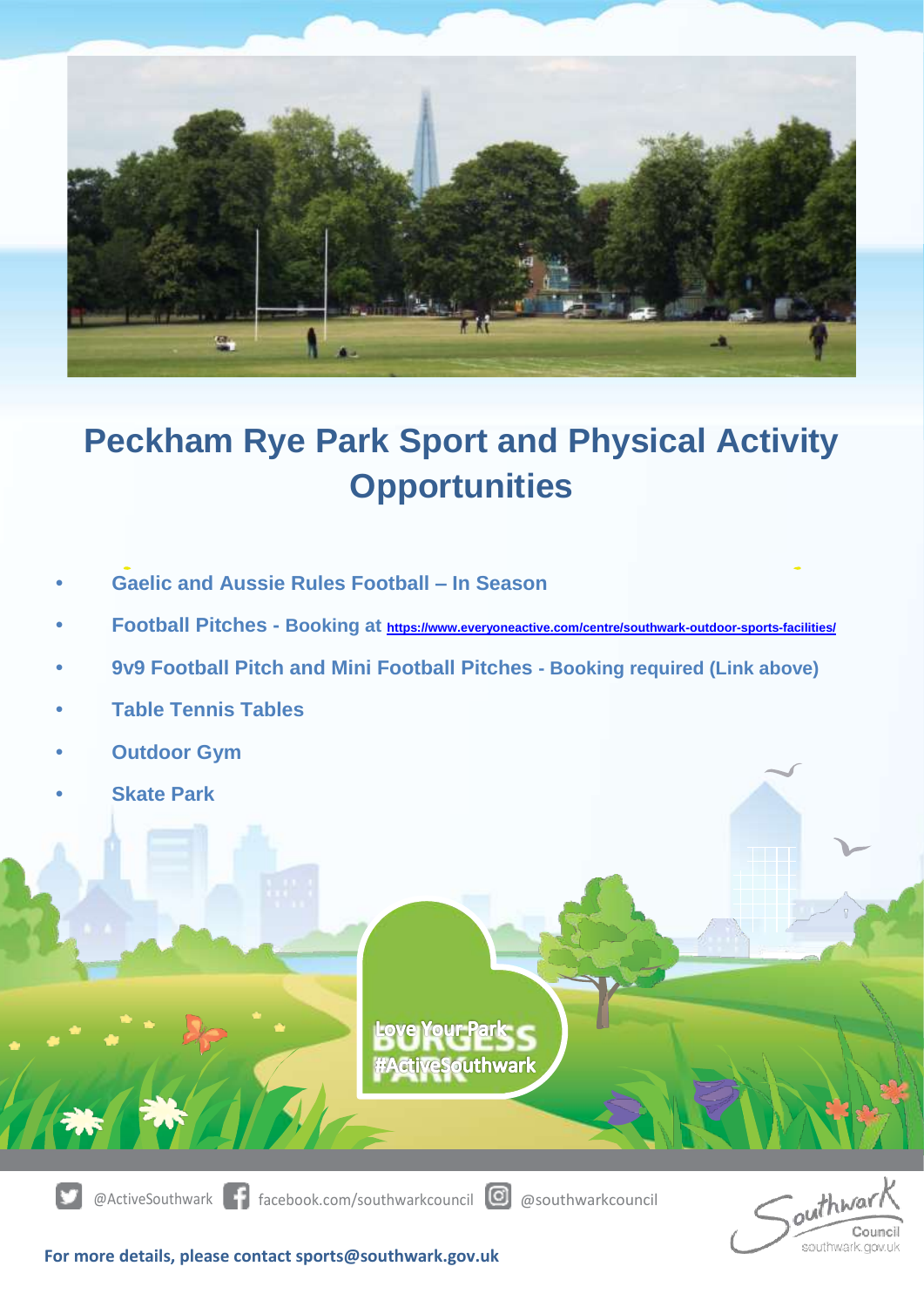# Peckham Rye Park Sport and Physical Activity Opportunities

- **Gaelic and Aussie Rules Football – In Season**
- **Football Pitches - Booking at** https://www.everyoneactive.com/centre/southwark-outdoor-sports-facilities/
- **9v9 Football Pitch and Mini Football Pitches - Booking required (Link above)**
- **Table Tennis Tables**
- **Outdoor Gym**
- **Skate Park**

Love Your Park
#ActiveSouthwark

@ActiveSouthwark facebook.com/southwarkcouncil @southwarkcouncil

Southwark Council
southwark.gov.uk

**For more details, please contact sports@southwark.gov.uk**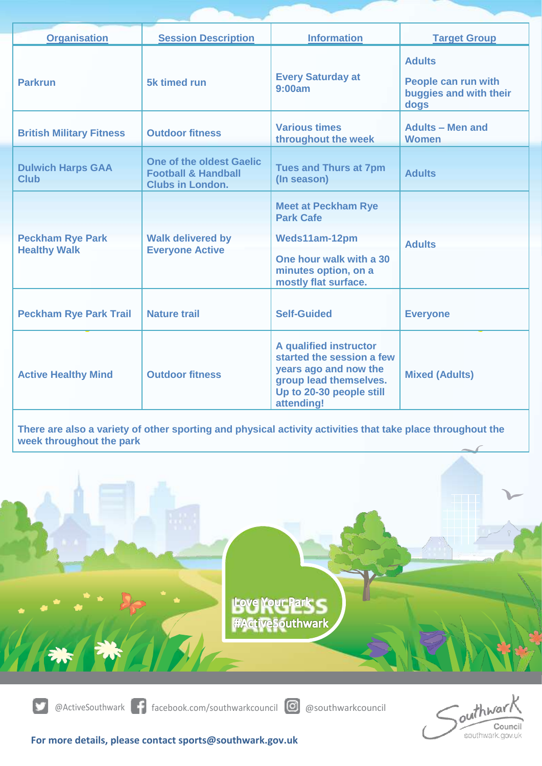| Organisation | Session Description | Information | Target Group |
|---|---|---|---|
| Parkrun | 5k timed run | Every Saturday at 9:00am | Adults<br><br>People can run with buggies and with their dogs |
| British Military Fitness | Outdoor fitness | Various times throughout the week | Adults – Men and Women |
| Dulwich Harps GAA Club | One of the oldest Gaelic Football & Handball Clubs in London. | Tues and Thurs at 7pm (In season) | Adults |
| Peckham Rye Park Healthy Walk | Walk delivered by Everyone Active | Meet at Peckham Rye Park Cafe<br><br>Weds11am-12pm<br><br>One hour walk with a 30 minutes option, on a mostly flat surface. | Adults |
| Peckham Rye Park Trail | Nature trail | Self-Guided | Everyone |
| Active Healthy Mind | Outdoor fitness | A qualified instructor started the session a few years ago and now the group lead themselves. Up to 20-30 people still attending! | Mixed (Adults) |

There are also a variety of other sporting and physical activity activities that take place throughout the week throughout the park

Love Your Park
#ActiveSouthwark

@ActiveSouthwark facebook.com/southwarkcouncil @southwarkcouncil

Southwark Council
southwark.gov.uk

For more details, please contact sports@southwark.gov.uk